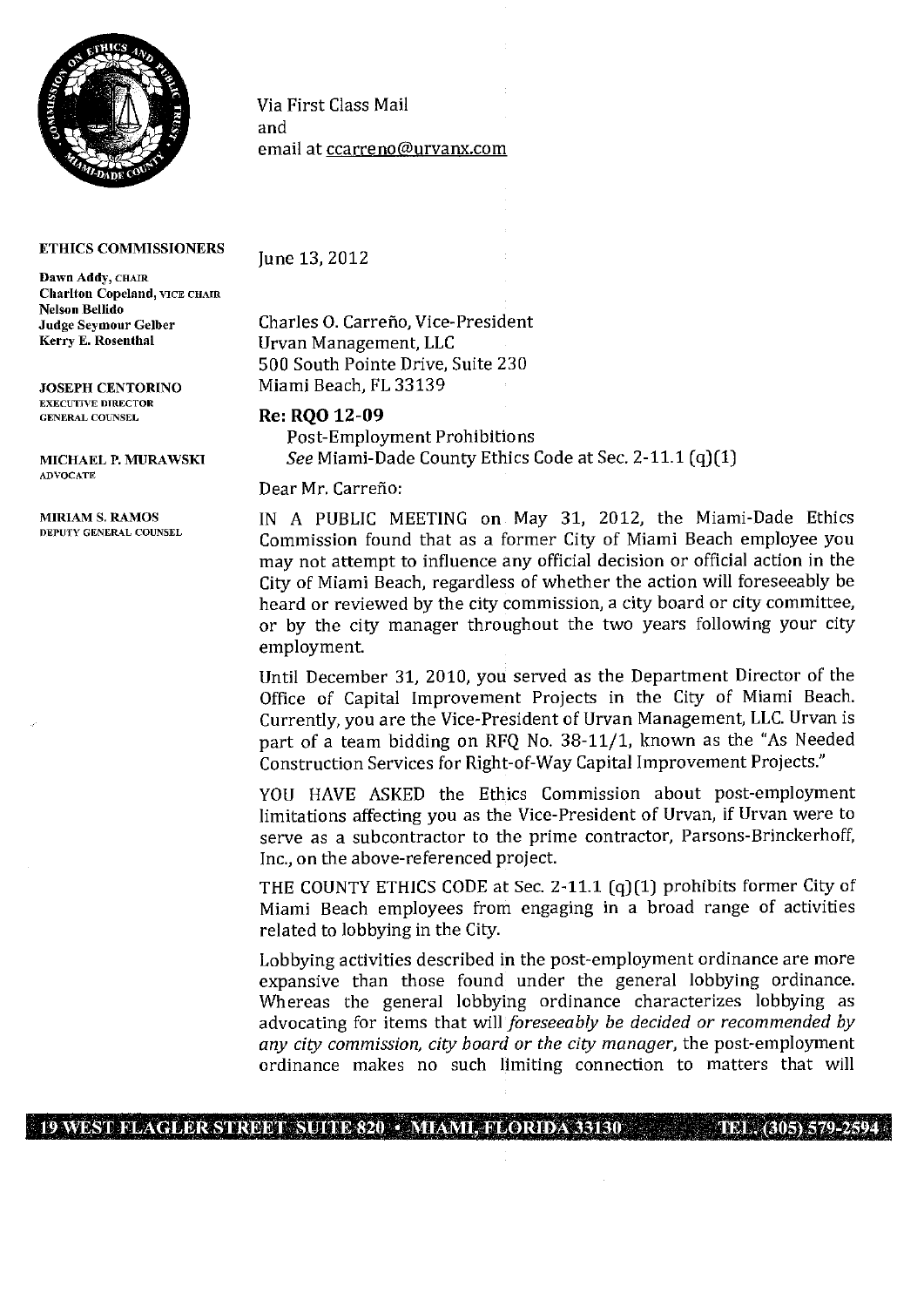Via First Class Mail
and
email at ccarreno@urvanx.com

**ETHICS COMMISSIONERS**

**Dawn Addy**, CHAIR
**Charlton Copeland**, VICE CHAIR
**Nelson Bellido**
**Judge Seymour Gelber**
**Kerry E. Rosenthal**

**JOSEPH CENTORINO**
EXECUTIVE DIRECTOR
GENERAL COUNSEL

**MICHAEL P. MURAWSKI**
ADVOCATE

**MIRIAM S. RAMOS**
DEPUTY GENERAL COUNSEL

June 13, 2012

Charles O. Carreño, Vice-President
Urvan Management, LLC
500 South Pointe Drive, Suite 230
Miami Beach, FL 33139

**Re: RQO 12-09**
Post-Employment Prohibitions
*See* Miami-Dade County Ethics Code at Sec. 2-11.1 (q)(1)

Dear Mr. Carreño:

IN A PUBLIC MEETING on May 31, 2012, the Miami-Dade Ethics Commission found that as a former City of Miami Beach employee you may not attempt to influence any official decision or official action in the City of Miami Beach, regardless of whether the action will foreseeably be heard or reviewed by the city commission, a city board or city committee, or by the city manager throughout the two years following your city employment.

Until December 31, 2010, you served as the Department Director of the Office of Capital Improvement Projects in the City of Miami Beach. Currently, you are the Vice-President of Urvan Management, LLC. Urvan is part of a team bidding on RFQ No. 38-11/1, known as the "As Needed Construction Services for Right-of-Way Capital Improvement Projects."

YOU HAVE ASKED the Ethics Commission about post-employment limitations affecting you as the Vice-President of Urvan, if Urvan were to serve as a subcontractor to the prime contractor, Parsons-Brinckerhoff, Inc., on the above-referenced project.

THE COUNTY ETHICS CODE at Sec. 2-11.1 (q)(1) prohibits former City of Miami Beach employees from engaging in a broad range of activities related to lobbying in the City.

Lobbying activities described in the post-employment ordinance are more expansive than those found under the general lobbying ordinance. Whereas the general lobbying ordinance characterizes lobbying as advocating for items that will *foreseeably be decided or recommended by any city commission, city board or the city manager*, the post-employment ordinance makes no such limiting connection to matters that will

19 WEST FLAGLER STREET SUITE 820 • MIAMI, FLORIDA 33130 TEL. (305) 579-2594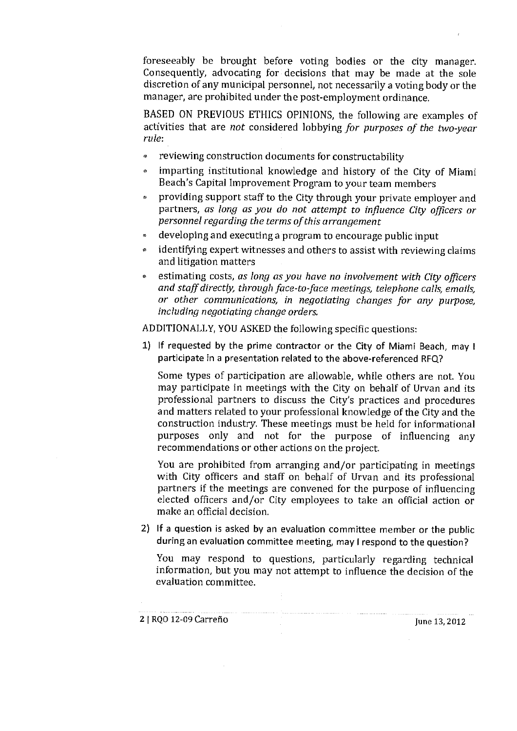foreseeably be brought before voting bodies or the city manager. Consequently, advocating for decisions that may be made at the sole discretion of any municipal personnel, not necessarily a voting body or the manager, are prohibited under the post-employment ordinance.

BASED ON PREVIOUS ETHICS OPINIONS, the following are examples of activities that are *not* considered lobbying *for purposes of the two-year rule*:

- reviewing construction documents for constructability
- imparting institutional knowledge and history of the City of Miami Beach's Capital Improvement Program to your team members
- providing support staff to the City through your private employer and partners, *as long as you do not attempt to influence City officers or personnel regarding the terms of this arrangement*
- developing and executing a program to encourage public input
- identifying expert witnesses and others to assist with reviewing claims and litigation matters
- estimating costs, *as long as you have no involvement with City officers and staff directly, through face-to-face meetings, telephone calls, emails, or other communications, in negotiating changes for any purpose, including negotiating change orders.*

ADDITIONALLY, YOU ASKED the following specific questions:

1) If requested by the prime contractor or the City of Miami Beach, may I participate in a presentation related to the above-referenced RFQ?

   Some types of participation are allowable, while others are not. You may participate in meetings with the City on behalf of Urvan and its professional partners to discuss the City's practices and procedures and matters related to your professional knowledge of the City and the construction industry. These meetings must be held for informational purposes only and not for the purpose of influencing any recommendations or other actions on the project.

   You are prohibited from arranging and/or participating in meetings with City officers and staff on behalf of Urvan and its professional partners if the meetings are convened for the purpose of influencing elected officers and/or City employees to take an official action or make an official decision.

2) If a question is asked by an evaluation committee member or the public during an evaluation committee meeting, may I respond to the question?

   You may respond to questions, particularly regarding technical information, but you may not attempt to influence the decision of the evaluation committee.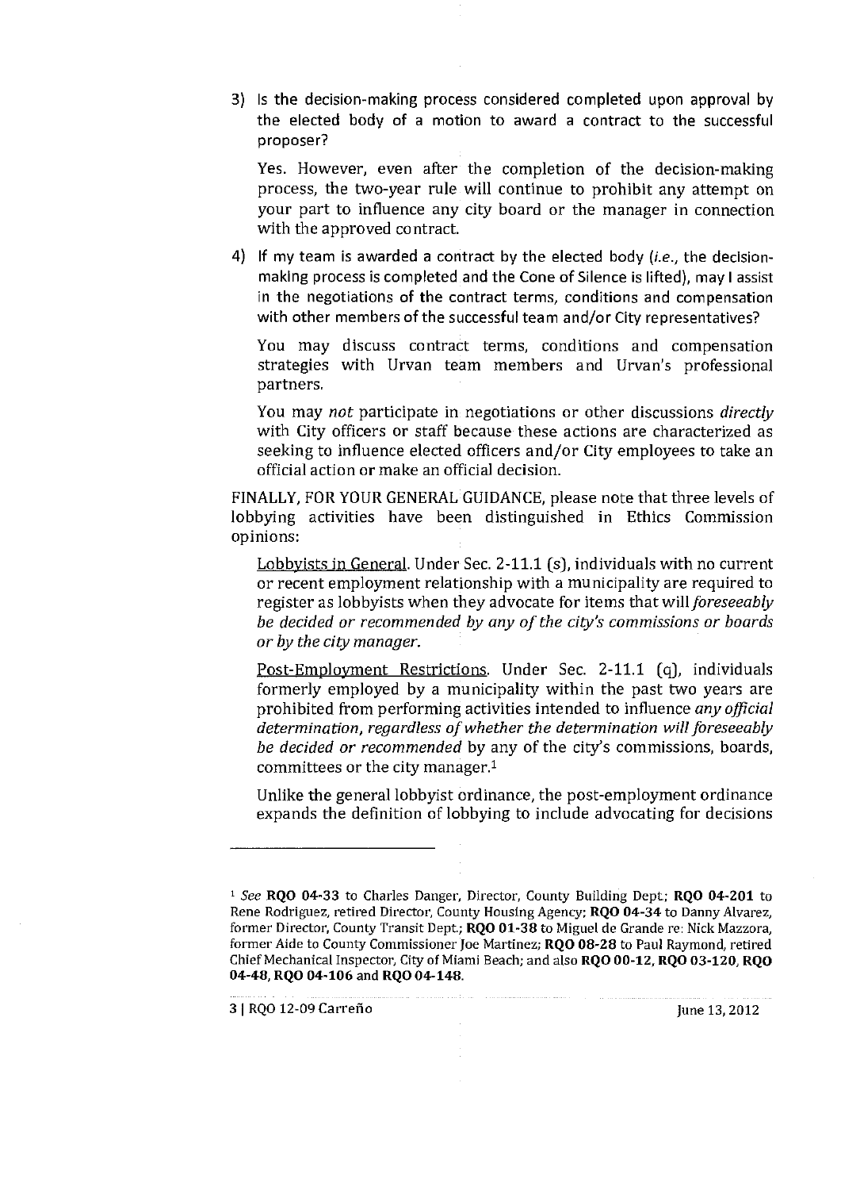3) Is the decision-making process considered completed upon approval by the elected body of a motion to award a contract to the successful proposer?

   Yes. However, even after the completion of the decision-making process, the two-year rule will continue to prohibit any attempt on your part to influence any city board or the manager in connection with the approved contract.

4) If my team is awarded a contract by the elected body (*i.e.*, the decision-making process is completed and the Cone of Silence is lifted), may I assist in the negotiations of the contract terms, conditions and compensation with other members of the successful team and/or City representatives?

   You may discuss contract terms, conditions and compensation strategies with Urvan team members and Urvan's professional partners.

   You may *not* participate in negotiations or other discussions *directly* with City officers or staff because these actions are characterized as seeking to influence elected officers and/or City employees to take an official action or make an official decision.

FINALLY, FOR YOUR GENERAL GUIDANCE, please note that three levels of lobbying activities have been distinguished in Ethics Commission opinions:

<u>Lobbyists in General</u>. Under Sec. 2-11.1 (s), individuals with no current or recent employment relationship with a municipality are required to register as lobbyists when they advocate for items that will *foreseeably be decided or recommended by any of the city's commissions or boards or by the city manager.*

<u>Post-Employment Restrictions</u>. Under Sec. 2-11.1 (q), individuals formerly employed by a municipality within the past two years are prohibited from performing activities intended to influence *any official determination, regardless of whether the determination will foreseeably be decided or recommended* by any of the city's commissions, boards, committees or the city manager.[1]

Unlike the general lobbyist ordinance, the post-employment ordinance expands the definition of lobbying to include advocating for decisions

---

[1] *See* **RQO 04-33** to Charles Danger, Director, County Building Dept.; **RQO 04-201** to Rene Rodriguez, retired Director, County Housing Agency; **RQO 04-34** to Danny Alvarez, former Director, County Transit Dept.; **RQO 01-38** to Miguel de Grande re: Nick Mazzora, former Aide to County Commissioner Joe Martinez; **RQO 08-28** to Paul Raymond, retired Chief Mechanical Inspector, City of Miami Beach; and also **RQO 00-12**, **RQO 03-120**, **RQO 04-48**, **RQO 04-106** and **RQO 04-148**.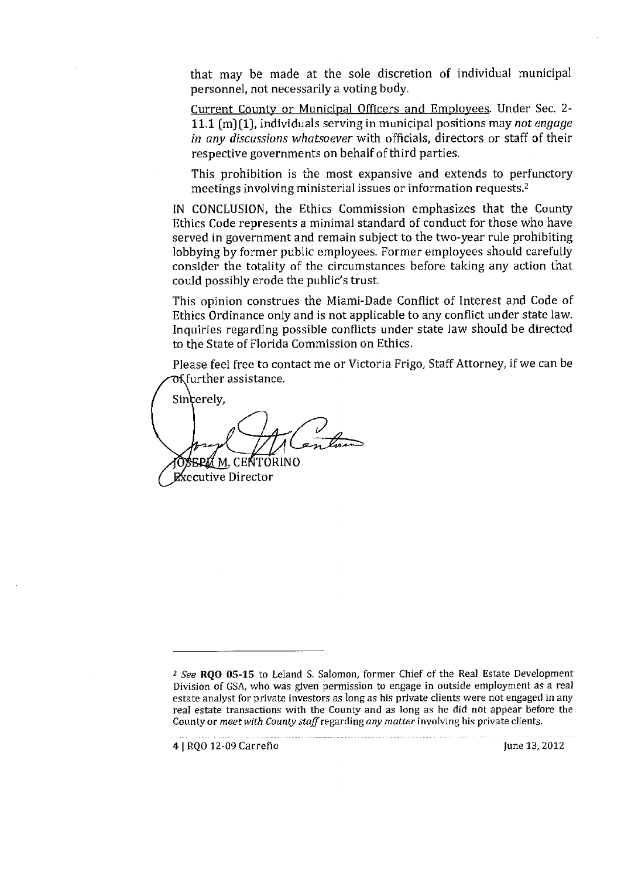that may be made at the sole discretion of individual municipal personnel, not necessarily a voting body.

Current County or Municipal Officers and Employees. Under Sec. 2-11.1 (m)(1), individuals serving in municipal positions may *not engage in any discussions whatsoever* with officials, directors or staff of their respective governments on behalf of third parties.

This prohibition is the most expansive and extends to perfunctory meetings involving ministerial issues or information requests.[2]

IN CONCLUSION, the Ethics Commission emphasizes that the County Ethics Code represents a minimal standard of conduct for those who have served in government and remain subject to the two-year rule prohibiting lobbying by former public employees. Former employees should carefully consider the totality of the circumstances before taking any action that could possibly erode the public's trust.

This opinion construes the Miami-Dade Conflict of Interest and Code of Ethics Ordinance only and is not applicable to any conflict under state law. Inquiries regarding possible conflicts under state law should be directed to the State of Florida Commission on Ethics.

Please feel free to contact me or Victoria Frigo, Staff Attorney, if we can be of further assistance.

Sincerely,

JOSEPH M. CENTORINO
Executive Director

---

[2] *See* **RQO 05-15** to Leland S. Salomon, former Chief of the Real Estate Development Division of GSA, who was given permission to engage in outside employment as a real estate analyst for private investors as long as his private clients were not engaged in any real estate transactions with the County and as long as he did not appear before the County or *meet with County staff* regarding *any matter* involving his private clients.